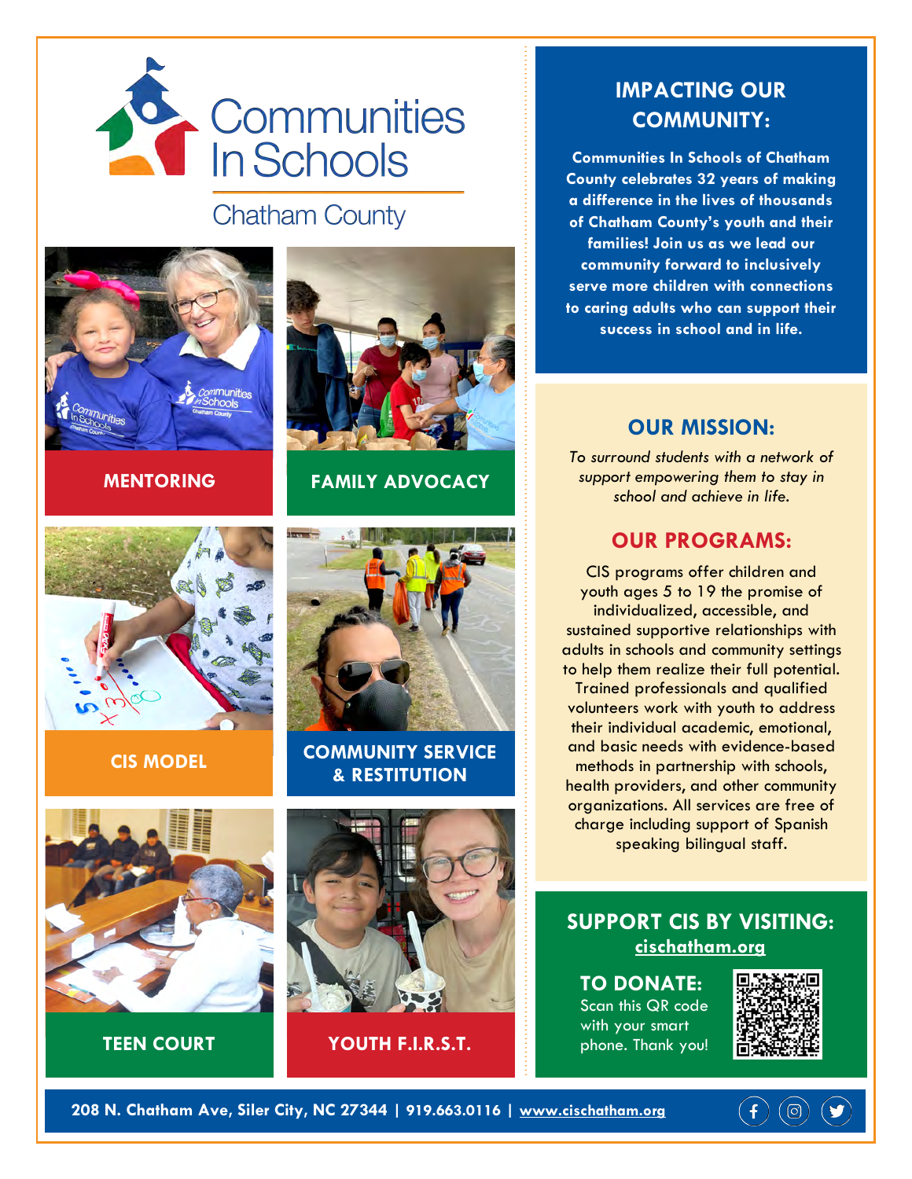# Communities In Schools

## Chatham County

**MENTORING**

**FAMILY ADVOCACY**

**CIS MODEL**

**COMMUNITY SERVICE & RESTITUTION**

**TEEN COURT**

**YOUTH F.I.R.S.T.**

## IMPACTING OUR COMMUNITY:

**Communities In Schools of Chatham County celebrates 32 years of making a difference in the lives of thousands of Chatham County's youth and their families! Join us as we lead our community forward to inclusively serve more children with connections to caring adults who can support their success in school and in life.**

## OUR MISSION:

*To surround students with a network of support empowering them to stay in school and achieve in life.*

## OUR PROGRAMS:

CIS programs offer children and youth ages 5 to 19 the promise of individualized, accessible, and sustained supportive relationships with adults in schools and community settings to help them realize their full potential. Trained professionals and qualified volunteers work with youth to address their individual academic, emotional, and basic needs with evidence-based methods in partnership with schools, health providers, and other community organizations. All services are free of charge including support of Spanish speaking bilingual staff.

## SUPPORT CIS BY VISITING:

**cischatham.org**

## TO DONATE:

Scan this QR code with your smart phone. Thank you!

**208 N. Chatham Ave, Siler City, NC 27344 | 919.663.0116 | www.cischatham.org**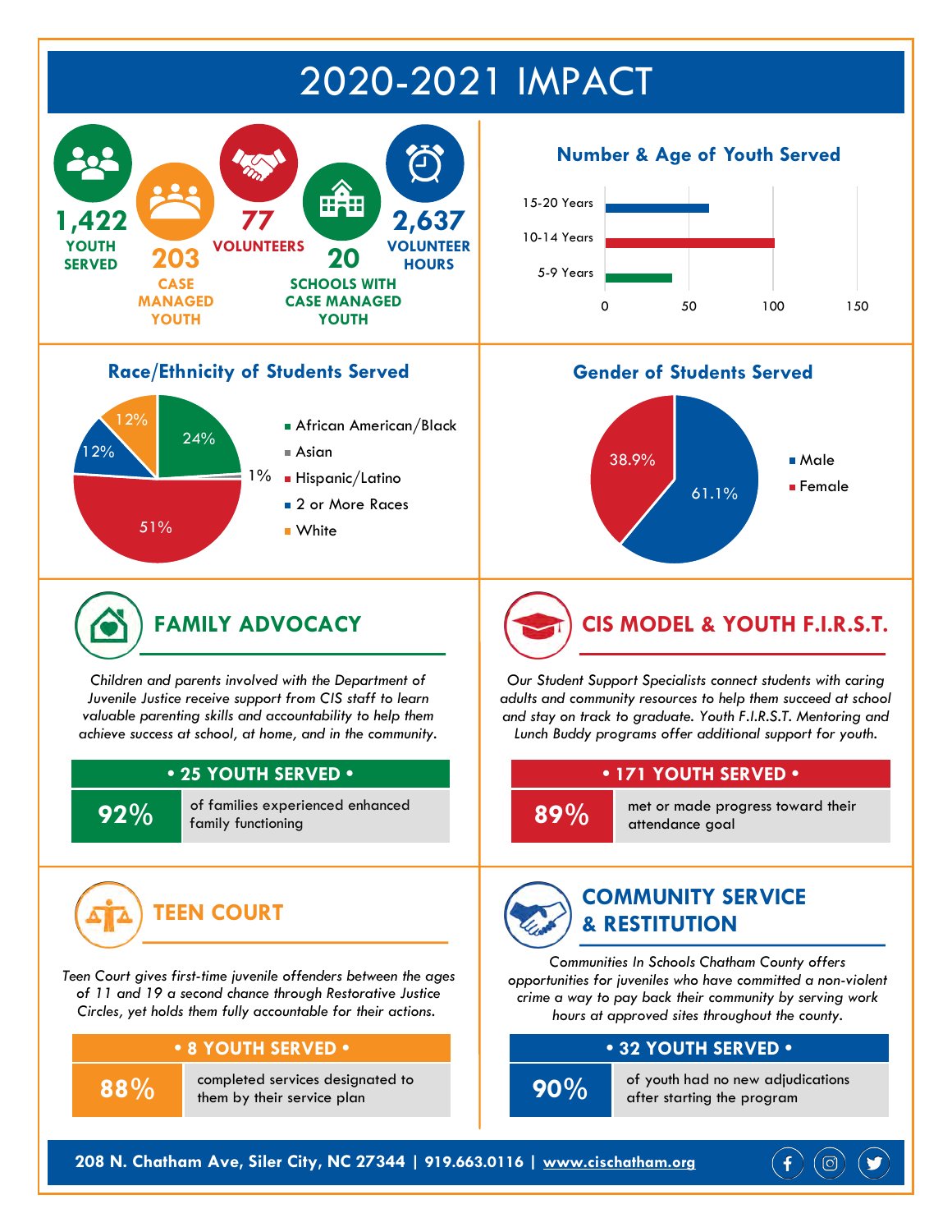# 2020-2021 IMPACT

**1,422** YOUTH SERVED

**203** CASE MANAGED YOUTH

**77** VOLUNTEERS

**20** SCHOOLS WITH CASE MANAGED YOUTH

**2,637** VOLUNTEER HOURS

## Number & Age of Youth Served

15-20 Years
10-14 Years
5-9 Years
0 50 100 150

## Race/Ethnicity of Students Served

24%
1%
51%
12%
12%

African American/Black
Asian
Hispanic/Latino
2 or More Races
White

## Gender of Students Served

38.9%
61.1%

Male
Female

## FAMILY ADVOCACY

*Children and parents involved with the Department of Juvenile Justice receive support from CIS staff to learn valuable parenting skills and accountability to help them achieve success at school, at home, and in the community.*

**• 25 YOUTH SERVED •**

**92%** of families experienced enhanced family functioning

## CIS MODEL & YOUTH F.I.R.S.T.

*Our Student Support Specialists connect students with caring adults and community resources to help them succeed at school and stay on track to graduate. Youth F.I.R.S.T. Mentoring and Lunch Buddy programs offer additional support for youth.*

**• 171 YOUTH SERVED •**

**89%** met or made progress toward their attendance goal

## TEEN COURT

*Teen Court gives first-time juvenile offenders between the ages of 11 and 19 a second chance through Restorative Justice Circles, yet holds them fully accountable for their actions.*

**• 8 YOUTH SERVED •**

**88%** completed services designated to them by their service plan

## COMMUNITY SERVICE & RESTITUTION

*Communities In Schools Chatham County offers opportunities for juveniles who have committed a non-violent crime a way to pay back their community by serving work hours at approved sites throughout the county.*

**• 32 YOUTH SERVED •**

**90%** of youth had no new adjudications after starting the program

**208 N. Chatham Ave, Siler City, NC 27344 | 919.663.0116 | www.cischatham.org**